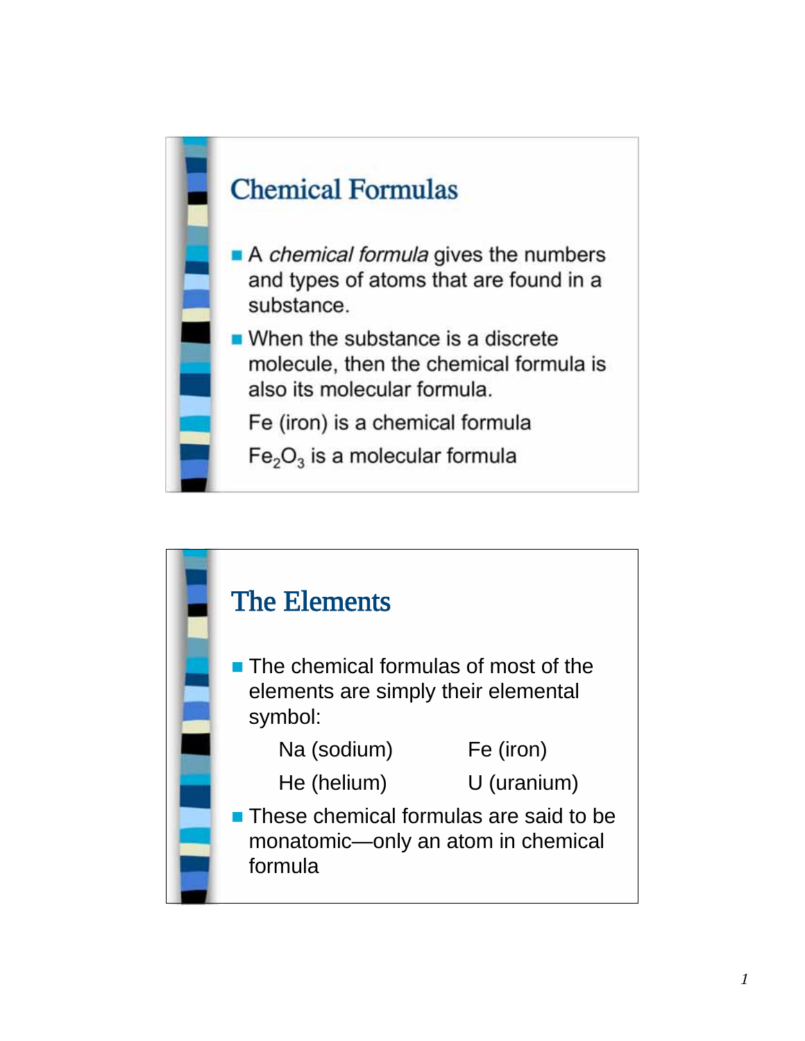## Chemical Formulas

- A *chemical formula* gives the numbers and types of atoms that are found in a substance.
- When the substance is a discrete molecule, then the chemical formula is also its molecular formula.

  Fe (iron) is a chemical formula

  $Fe_2O_3$ is a molecular formula

## The Elements

- The chemical formulas of most of the elements are simply their elemental symbol:

  Na (sodium) Fe (iron)

  He (helium) U (uranium)

- These chemical formulas are said to be monatomic—only an atom in chemical formula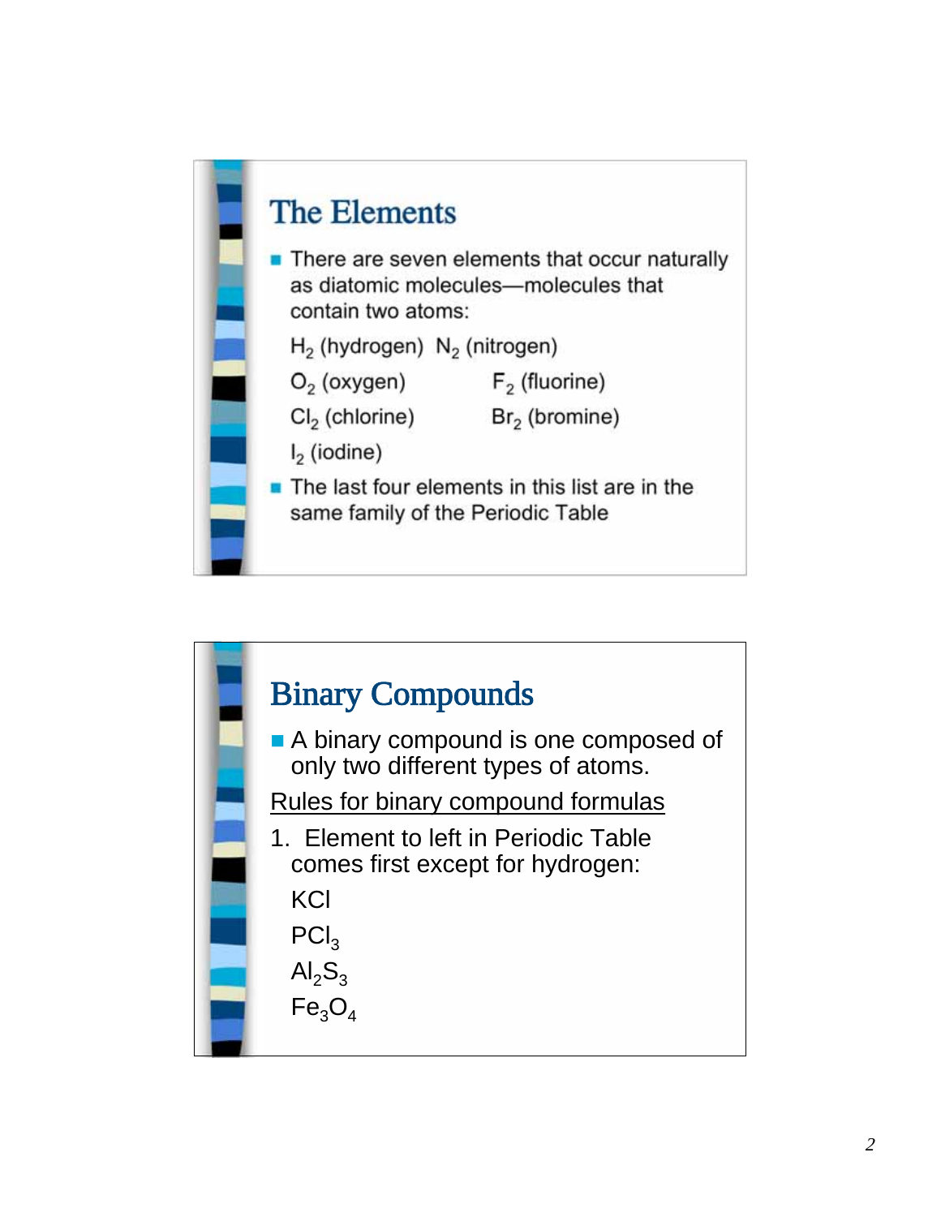## The Elements

- There are seven elements that occur naturally as diatomic molecules—molecules that contain two atoms:

  $H_2$ (hydrogen) $N_2$ (nitrogen)

  $O_2$ (oxygen) $F_2$ (fluorine)

  $Cl_2$ (chlorine) $Br_2$ (bromine)

  $I_2$ (iodine)

- The last four elements in this list are in the same family of the Periodic Table

## Binary Compounds

- A binary compound is one composed of only two different types of atoms.

Rules for binary compound formulas

1. Element to left in Periodic Table comes first except for hydrogen:

   $KCl$

   $PCl_3$

   $Al_2S_3$

   $Fe_3O_4$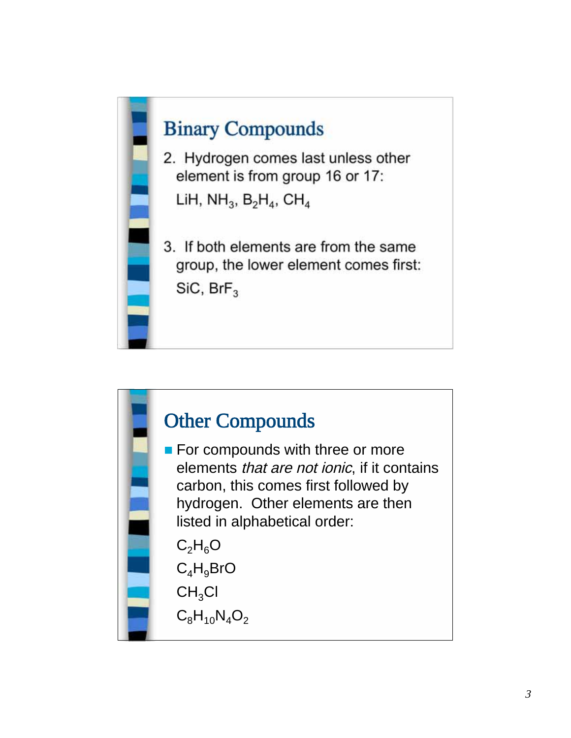## Binary Compounds

2. Hydrogen comes last unless other element is from group 16 or 17:

   $LiH$, $NH_3$, $B_2H_4$, $CH_4$

3. If both elements are from the same group, the lower element comes first:

   $SiC$, $BrF_3$

## Other Compounds

- For compounds with three or more elements *that are not ionic*, if it contains carbon, this comes first followed by hydrogen. Other elements are then listed in alphabetical order:

  $C_2H_6O$

  $C_4H_9BrO$

  $CH_3Cl$

  $C_8H_{10}N_4O_2$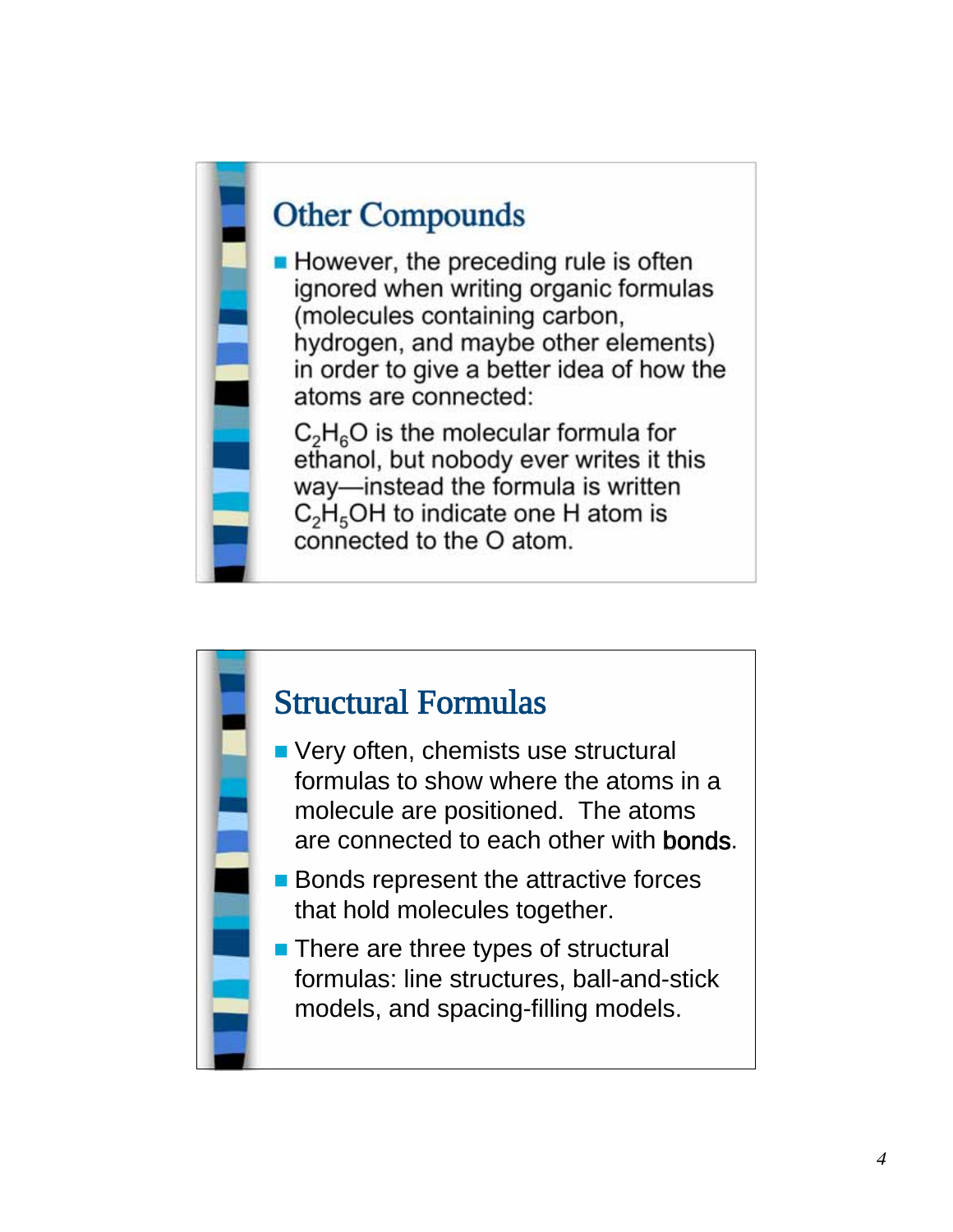## Other Compounds

- However, the preceding rule is often ignored when writing organic formulas (molecules containing carbon, hydrogen, and maybe other elements) in order to give a better idea of how the atoms are connected:

  $C_2H_6O$ is the molecular formula for ethanol, but nobody ever writes it this way—instead the formula is written $C_2H_5OH$ to indicate one H atom is connected to the O atom.

## Structural Formulas

- Very often, chemists use structural formulas to show where the atoms in a molecule are positioned. The atoms are connected to each other with **bonds**.
- Bonds represent the attractive forces that hold molecules together.
- There are three types of structural formulas: line structures, ball-and-stick models, and spacing-filling models.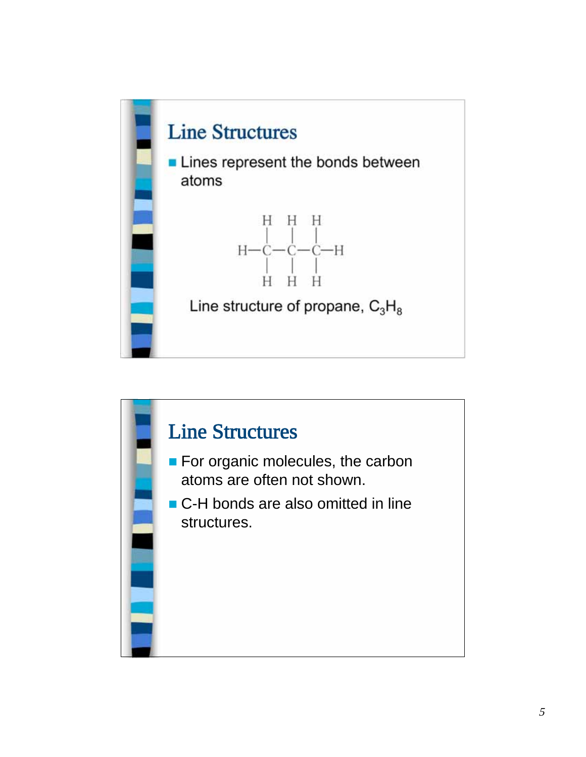## Line Structures

- Lines represent the bonds between atoms

```
    H   H   H
    |   |   |
H—C—C—C—H
    |   |   |
    H   H   H
```

Line structure of propane, $C_3H_8$

## Line Structures

- For organic molecules, the carbon atoms are often not shown.
- C-H bonds are also omitted in line structures.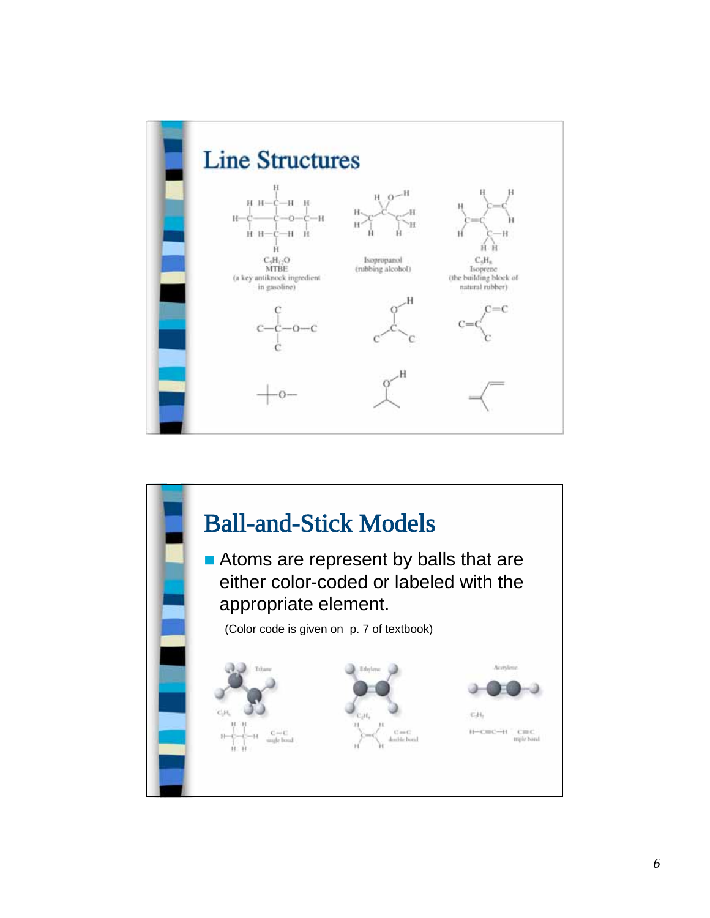## Line Structures

$C_5H_{12}O$
MTBE
(a key antiknock ingredient in gasoline)

Isopropanol
(rubbing alcohol)

$C_5H_8$
Isoprene
(the building block of natural rubber)

## Ball-and-Stick Models

- Atoms are represent by balls that are either color-coded or labeled with the appropriate element.

  (Color code is given on p. 7 of textbook)

Ethane
$C_2H_6$
C—C single bond

Ethylene
$C_2H_4$
C=C double bond

Acetylene
$C_2H_2$
H—C≡C—H
C≡C triple bond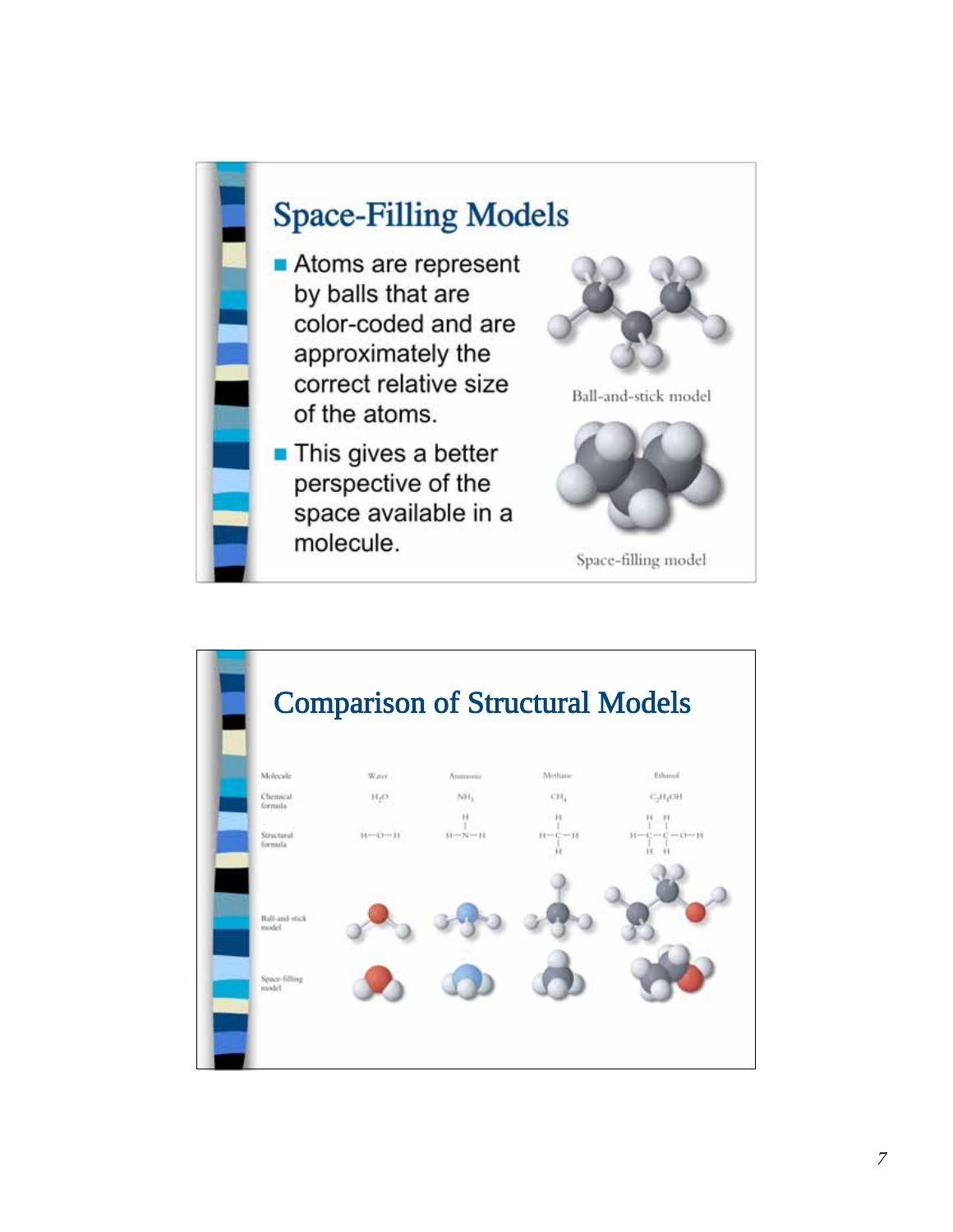## Space-Filling Models

- Atoms are represent by balls that are color-coded and are approximately the correct relative size of the atoms.
- This gives a better perspective of the space available in a molecule.

Ball-and-stick model

Space-filling model

## Comparison of Structural Models

| Molecule | Water | Ammonia | Methane | Ethanol |
|---|---|---|---|---|
| Chemical formula | $H_2O$ | $NH_3$ | $CH_4$ | $C_2H_5OH$ |
| Structural formula | H—O—H | H—N—H (with H above N) | H—C—H (with H above and below C) | H—C—C—O—H (with H above and below each C) |
| Ball-and-stick model | | | | |
| Space-filling model | | | | |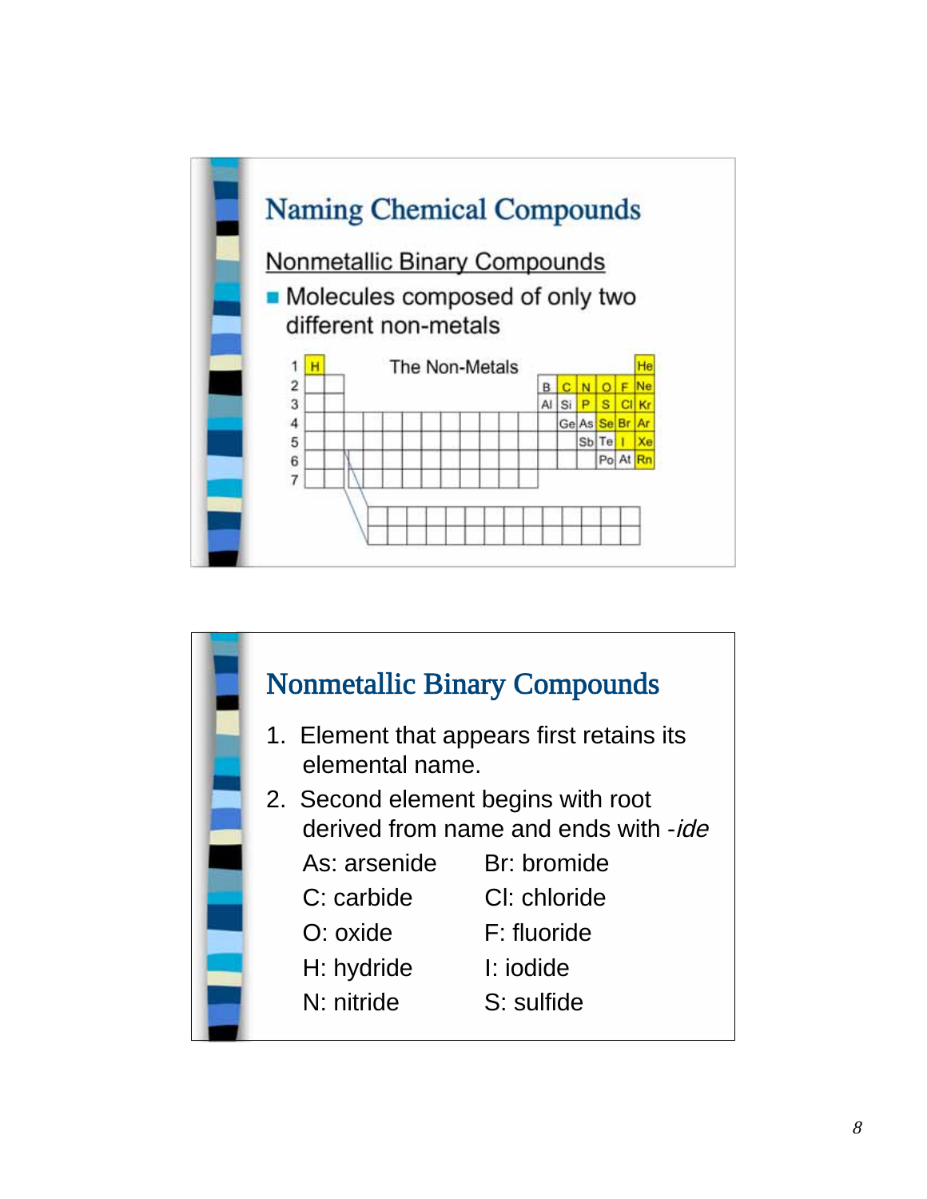# Naming Chemical Compounds

## Nonmetallic Binary Compounds

- Molecules composed of only two different non-metals

# Nonmetallic Binary Compounds

1. Element that appears first retains its elemental name.
2. Second element begins with root derived from name and ends with *-ide*

| | |
|---|---|
| As: arsenide | Br: bromide |
| C: carbide | Cl: chloride |
| O: oxide | F: fluoride |
| H: hydride | I: iodide |
| N: nitride | S: sulfide |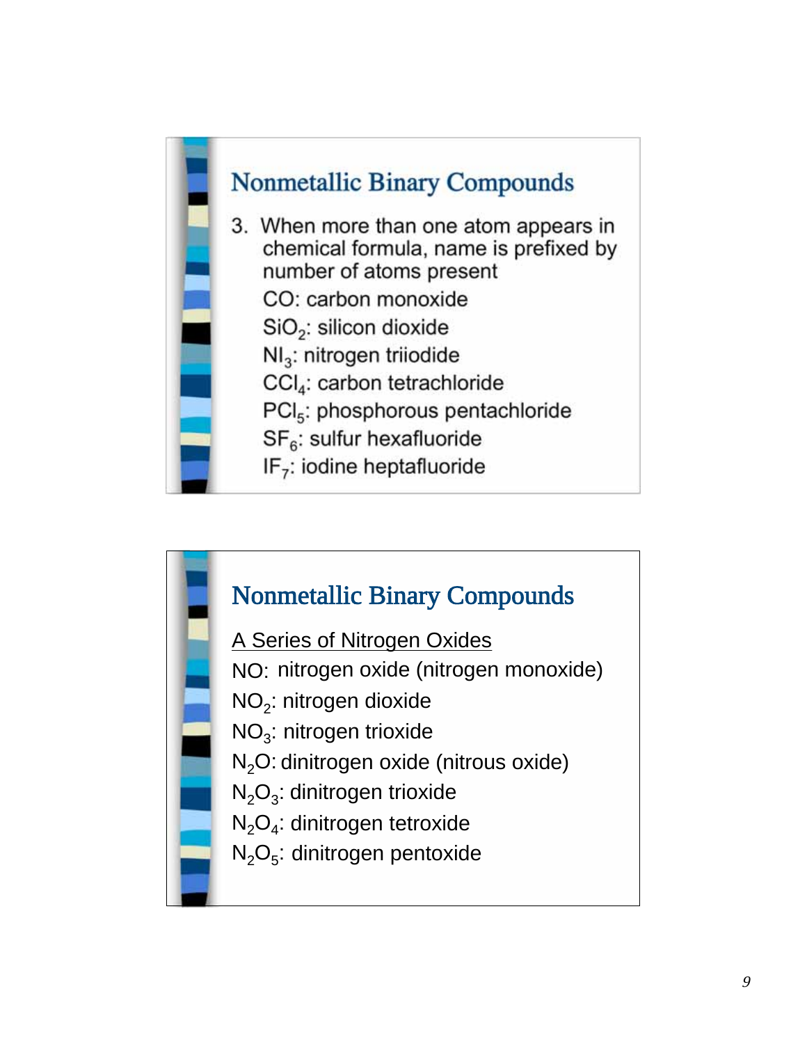## Nonmetallic Binary Compounds

3. When more than one atom appears in chemical formula, name is prefixed by number of atoms present

   $CO$: carbon monoxide

   $SiO_2$: silicon dioxide

   $NI_3$: nitrogen triiodide

   $CCl_4$: carbon tetrachloride

   $PCl_5$: phosphorous pentachloride

   $SF_6$: sulfur hexafluoride

   $IF_7$: iodine heptafluoride

## Nonmetallic Binary Compounds

A Series of Nitrogen Oxides

$NO$: nitrogen oxide (nitrogen monoxide)

$NO_2$: nitrogen dioxide

$NO_3$: nitrogen trioxide

$N_2O$: dinitrogen oxide (nitrous oxide)

$N_2O_3$: dinitrogen trioxide

$N_2O_4$: dinitrogen tetroxide

$N_2O_5$: dinitrogen pentoxide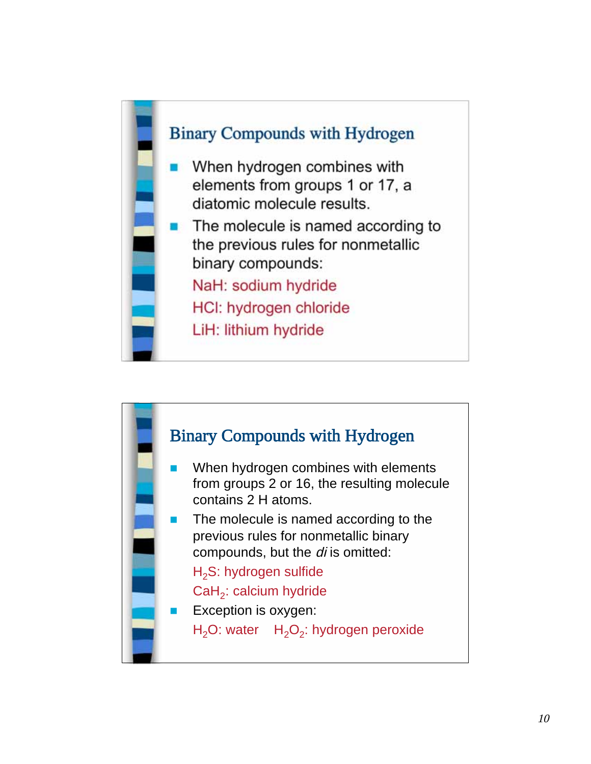## Binary Compounds with Hydrogen

- When hydrogen combines with elements from groups 1 or 17, a diatomic molecule results.
- The molecule is named according to the previous rules for nonmetallic binary compounds:

  $NaH$: sodium hydride

  $HCl$: hydrogen chloride

  $LiH$: lithium hydride

## Binary Compounds with Hydrogen

- When hydrogen combines with elements from groups 2 or 16, the resulting molecule contains 2 H atoms.
- The molecule is named according to the previous rules for nonmetallic binary compounds, but the *di* is omitted:

  $H_2S$: hydrogen sulfide

  $CaH_2$: calcium hydride
- Exception is oxygen:

  $H_2O$: water    $H_2O_2$: hydrogen peroxide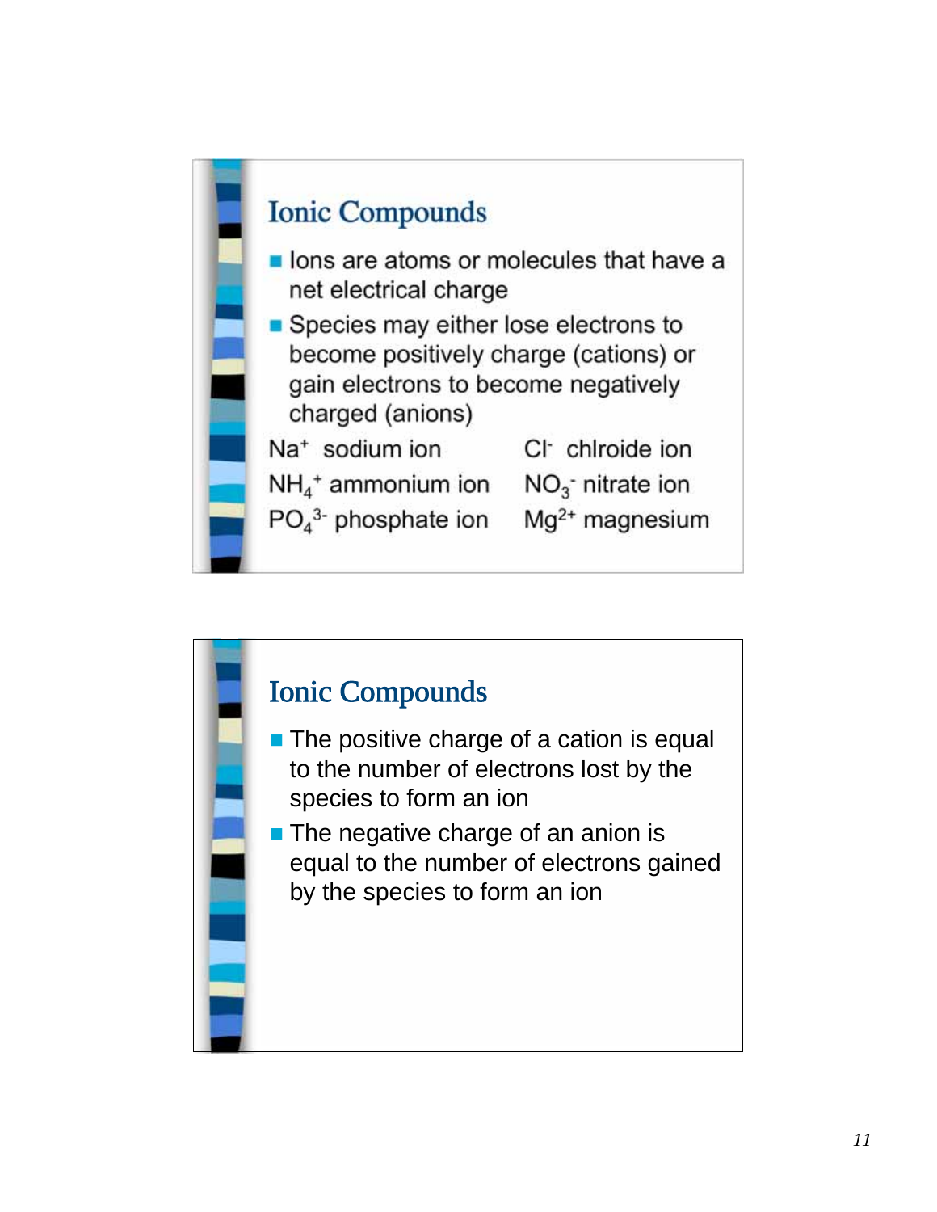## Ionic Compounds

- Ions are atoms or molecules that have a net electrical charge
- Species may either lose electrons to become positively charge (cations) or gain electrons to become negatively charged (anions)

$Na^+$ sodium ion

$Cl^-$ chlroide ion

$NH_4^+$ ammonium ion

$NO_3^-$ nitrate ion

$PO_4^{3-}$ phosphate ion

$Mg^{2+}$ magnesium

## Ionic Compounds

- The positive charge of a cation is equal to the number of electrons lost by the species to form an ion
- The negative charge of an anion is equal to the number of electrons gained by the species to form an ion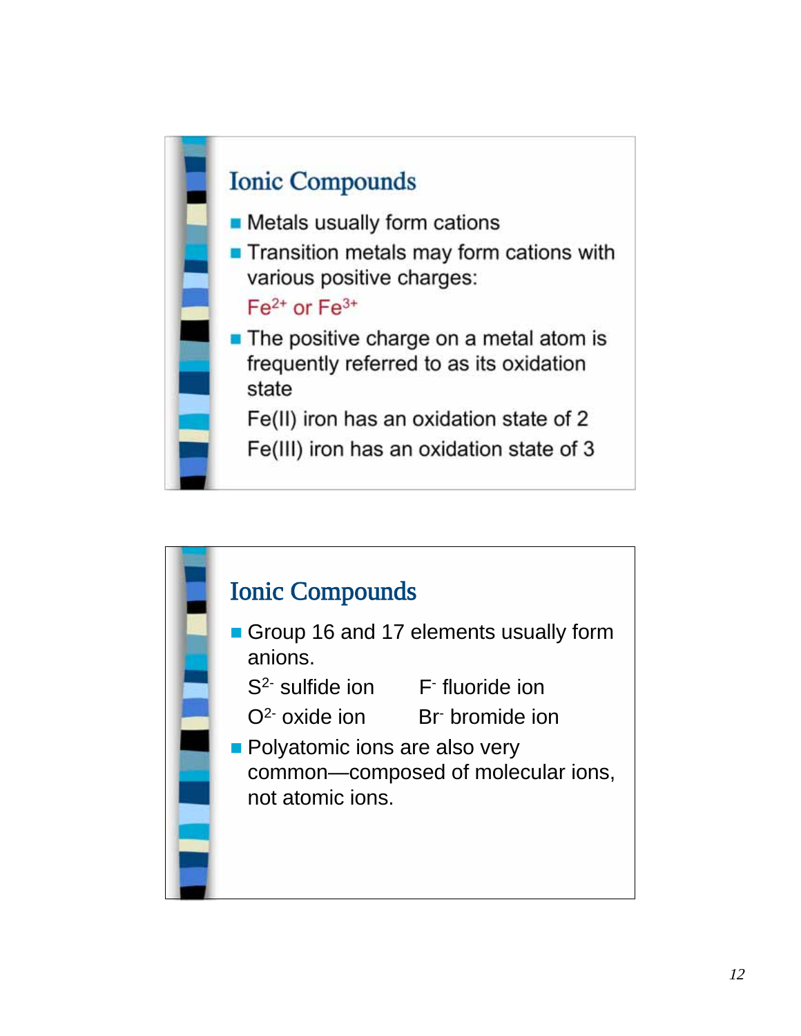## Ionic Compounds

- Metals usually form cations
- Transition metals may form cations with various positive charges:

  $Fe^{2+}$ or $Fe^{3+}$
- The positive charge on a metal atom is frequently referred to as its oxidation state

  Fe(II) iron has an oxidation state of 2

  Fe(III) iron has an oxidation state of 3

## Ionic Compounds

- Group 16 and 17 elements usually form anions.

  $S^{2-}$ sulfide ion    $F^{-}$ fluoride ion

  $O^{2-}$ oxide ion    $Br^{-}$ bromide ion
- Polyatomic ions are also very common—composed of molecular ions, not atomic ions.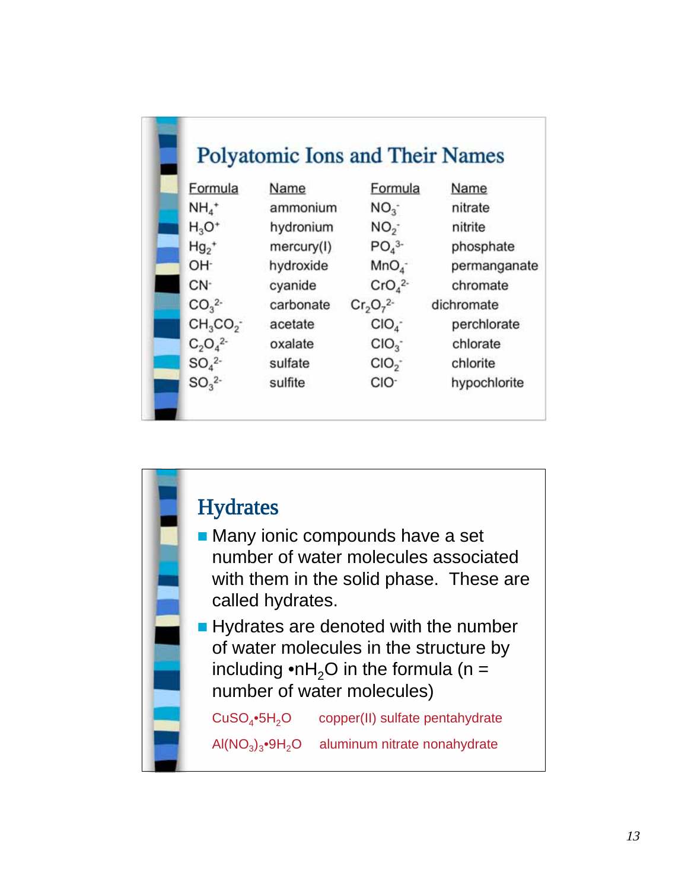## Polyatomic Ions and Their Names

| Formula | Name | Formula | Name |
|---|---|---|---|
| $NH_4^+$ | ammonium | $NO_3^-$ | nitrate |
| $H_3O^+$ | hydronium | $NO_2^-$ | nitrite |
| $Hg_2^+$ | mercury(I) | $PO_4^{3-}$ | phosphate |
| $OH^-$ | hydroxide | $MnO_4^-$ | permanganate |
| $CN^-$ | cyanide | $CrO_4^{2-}$ | chromate |
| $CO_3^{2-}$ | carbonate | $Cr_2O_7^{2-}$ | dichromate |
| $CH_3CO_2^-$ | acetate | $ClO_4^-$ | perchlorate |
| $C_2O_4^{2-}$ | oxalate | $ClO_3^-$ | chlorate |
| $SO_4^{2-}$ | sulfate | $ClO_2^-$ | chlorite |
| $SO_3^{2-}$ | sulfite | $ClO^-$ | hypochlorite |

## Hydrates

- Many ionic compounds have a set number of water molecules associated with them in the solid phase. These are called hydrates.
- Hydrates are denoted with the number of water molecules in the structure by including $\cdot nH_2O$ in the formula (n = number of water molecules)

$CuSO_4 \cdot 5H_2O$ copper(II) sulfate pentahydrate

$Al(NO_3)_3 \cdot 9H_2O$ aluminum nitrate nonahydrate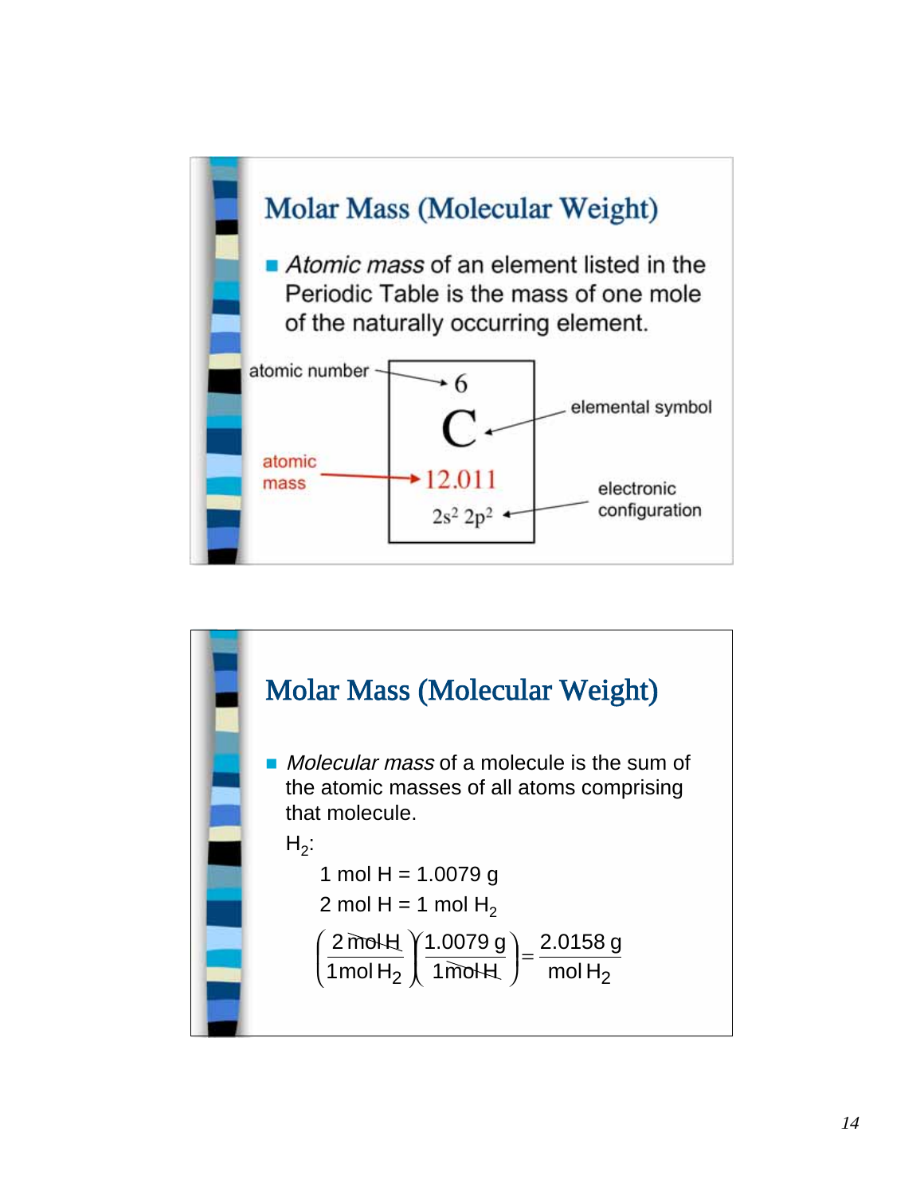## Molar Mass (Molecular Weight)

- *Atomic mass* of an element listed in the Periodic Table is the mass of one mole of the naturally occurring element.

atomic number → 6

C ← elemental symbol

atomic mass → 12.011

$2s^2\ 2p^2$ ← electronic configuration

## Molar Mass (Molecular Weight)

- *Molecular mass* of a molecule is the sum of the atomic masses of all atoms comprising that molecule.

$H_2$:

1 mol H = 1.0079 g

2 mol H = 1 mol $H_2$

$$\left(\frac{2\ \text{mol H}}{1\ \text{mol}\ H_2}\right)\left(\frac{1.0079\ \text{g}}{1\ \text{mol H}}\right) = \frac{2.0158\ \text{g}}{\text{mol}\ H_2}$$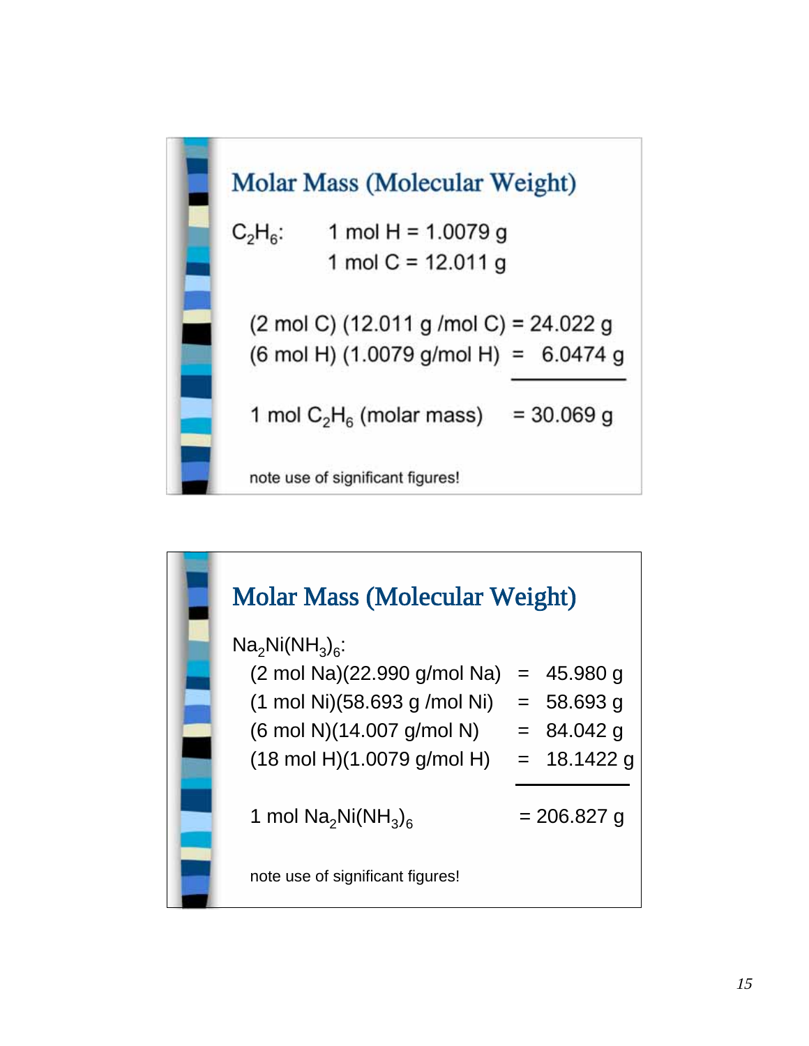## Molar Mass (Molecular Weight)

$C_2H_6$: 1 mol H = 1.0079 g
1 mol C = 12.011 g

(2 mol C) (12.011 g /mol C) = 24.022 g
(6 mol H) (1.0079 g/mol H) = 6.0474 g

1 mol $C_2H_6$ (molar mass) = 30.069 g

note use of significant figures!

## Molar Mass (Molecular Weight)

$Na_2Ni(NH_3)_6$:

(2 mol Na)(22.990 g/mol Na) = 45.980 g
(1 mol Ni)(58.693 g /mol Ni) = 58.693 g
(6 mol N)(14.007 g/mol N) = 84.042 g
(18 mol H)(1.0079 g/mol H) = 18.1422 g

1 mol $Na_2Ni(NH_3)_6$ = 206.827 g

note use of significant figures!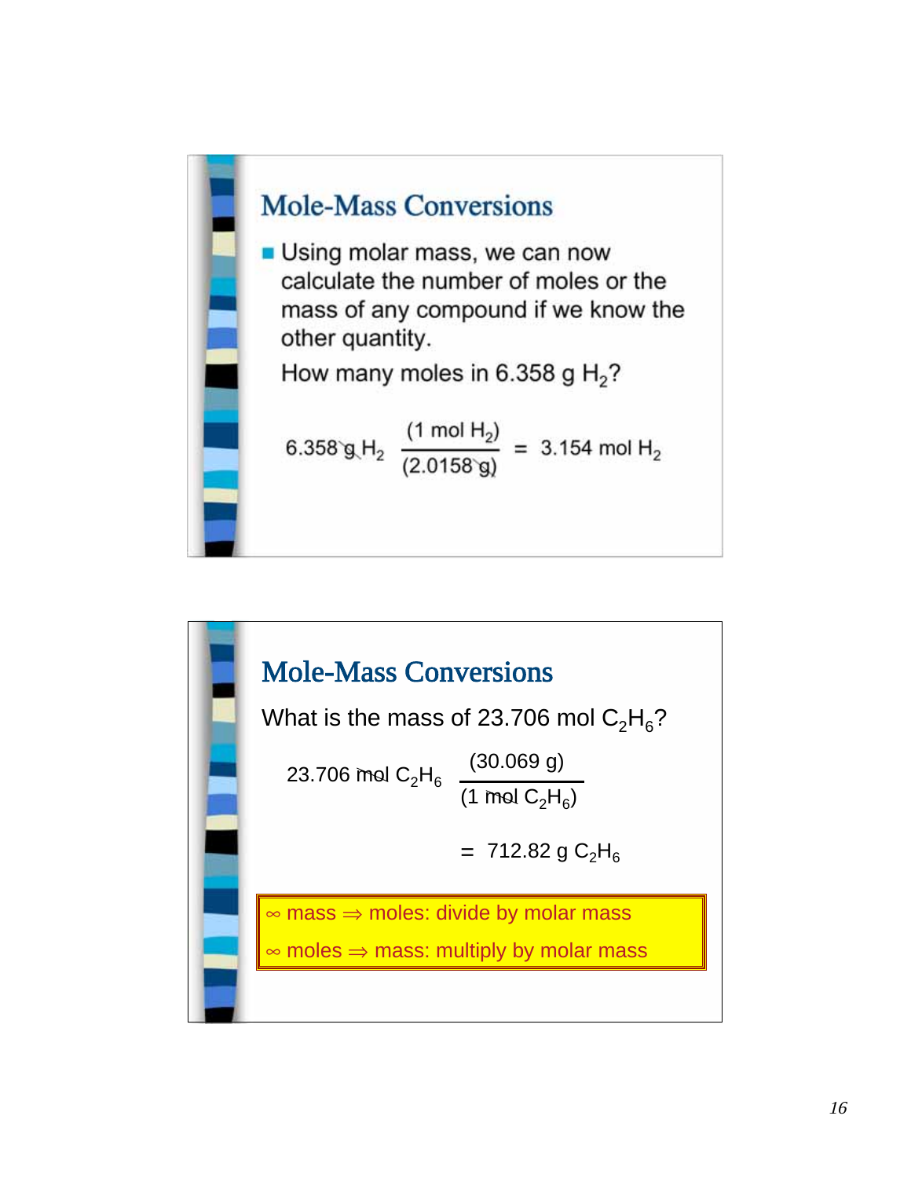## Mole-Mass Conversions

- Using molar mass, we can now calculate the number of moles or the mass of any compound if we know the other quantity.

  How many moles in 6.358 g $H_2$?

$$6.358 \text{ g } H_2 \frac{(1 \text{ mol } H_2)}{(2.0158 \text{ g})} = 3.154 \text{ mol } H_2$$

## Mole-Mass Conversions

What is the mass of 23.706 mol $C_2H_6$?

$$23.706 \text{ mol } C_2H_6 \frac{(30.069 \text{ g})}{(1 \text{ mol } C_2H_6)}$$

$$= 712.82 \text{ g } C_2H_6$$

- mass ⇒ moles: divide by molar mass
- moles ⇒ mass: multiply by molar mass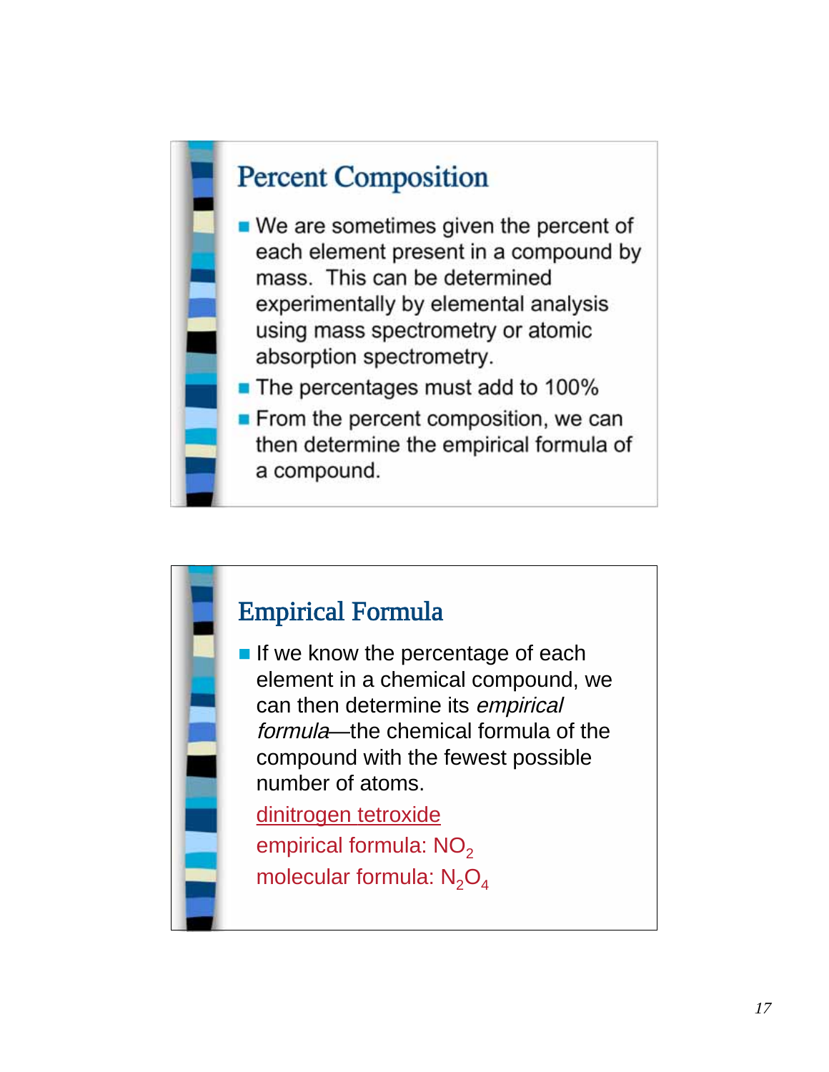## Percent Composition

- We are sometimes given the percent of each element present in a compound by mass. This can be determined experimentally by elemental analysis using mass spectrometry or atomic absorption spectrometry.
- The percentages must add to 100%
- From the percent composition, we can then determine the empirical formula of a compound.

## Empirical Formula

- If we know the percentage of each element in a chemical compound, we can then determine its *empirical formula*—the chemical formula of the compound with the fewest possible number of atoms.

dinitrogen tetroxide

empirical formula: $NO_2$

molecular formula: $N_2O_4$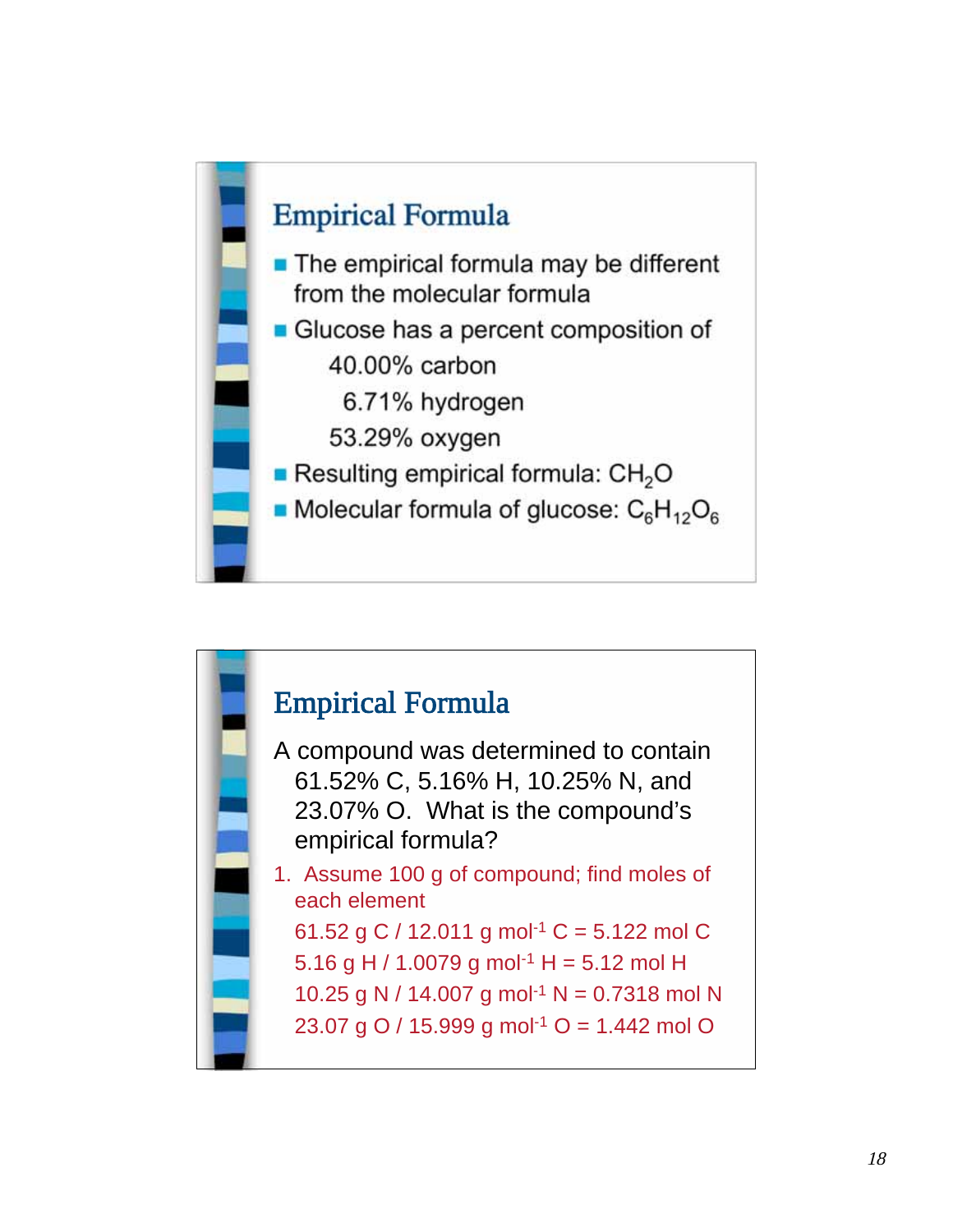## Empirical Formula

- The empirical formula may be different from the molecular formula
- Glucose has a percent composition of
  - 40.00% carbon
  - 6.71% hydrogen
  - 53.29% oxygen
- Resulting empirical formula: $CH_2O$
- Molecular formula of glucose: $C_6H_{12}O_6$

## Empirical Formula

A compound was determined to contain 61.52% C, 5.16% H, 10.25% N, and 23.07% O. What is the compound's empirical formula?

1. Assume 100 g of compound; find moles of each element

   61.52 g C / 12.011 g $mol^{-1}$ C = 5.122 mol C

   5.16 g H / 1.0079 g $mol^{-1}$ H = 5.12 mol H

   10.25 g N / 14.007 g $mol^{-1}$ N = 0.7318 mol N

   23.07 g O / 15.999 g $mol^{-1}$ O = 1.442 mol O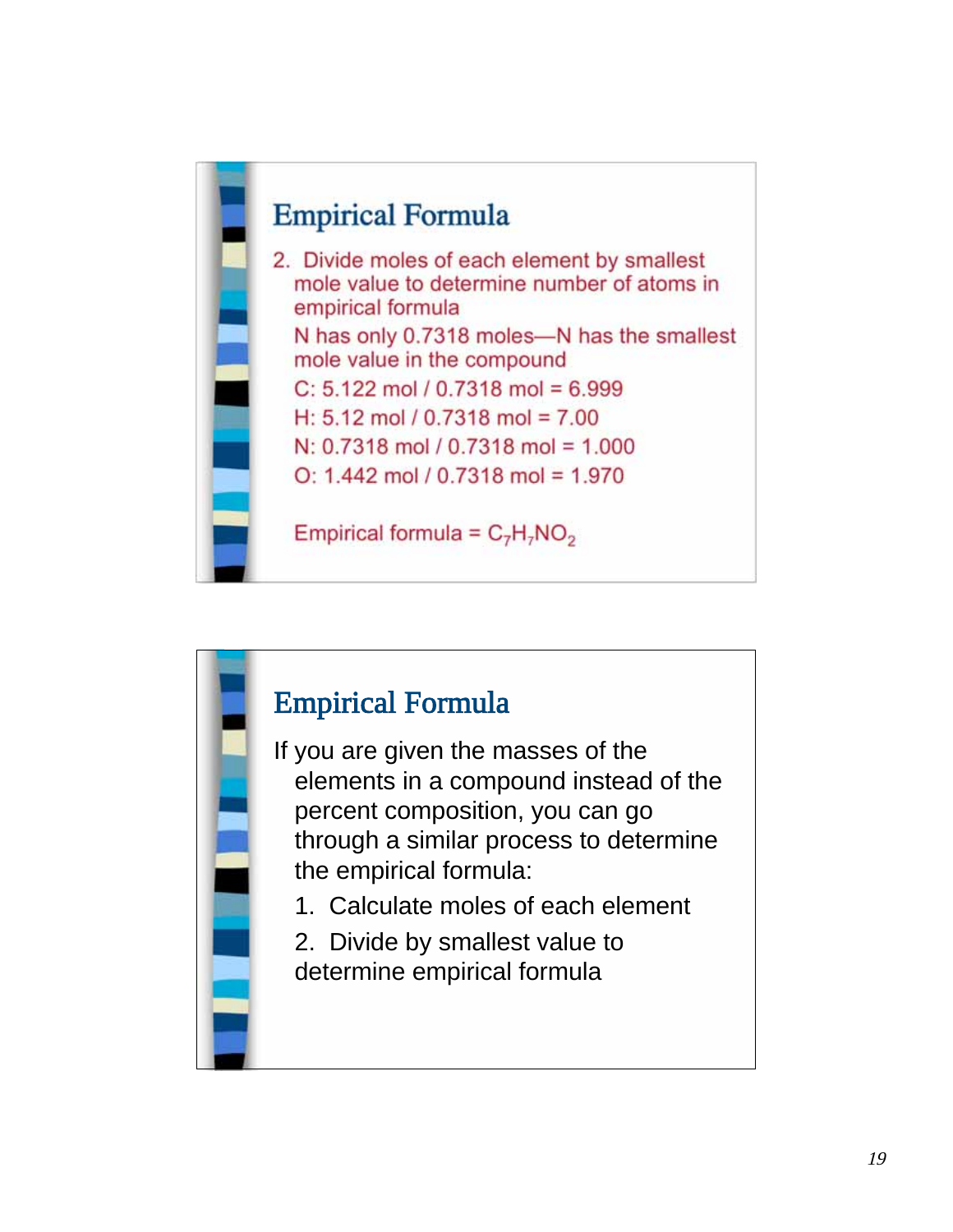## Empirical Formula

2. Divide moles of each element by smallest mole value to determine number of atoms in empirical formula

   N has only 0.7318 moles—N has the smallest mole value in the compound

   C: 5.122 mol / 0.7318 mol = 6.999

   H: 5.12 mol / 0.7318 mol = 7.00

   N: 0.7318 mol / 0.7318 mol = 1.000

   O: 1.442 mol / 0.7318 mol = 1.970

   Empirical formula = $C_7H_7NO_2$

## Empirical Formula

If you are given the masses of the elements in a compound instead of the percent composition, you can go through a similar process to determine the empirical formula:

1. Calculate moles of each element
2. Divide by smallest value to determine empirical formula